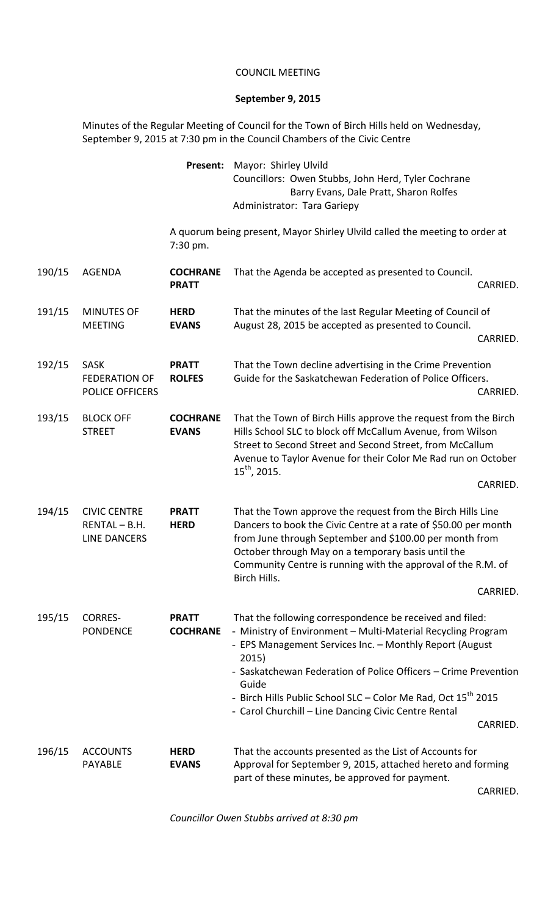# COUNCIL MEETING

**September 9, 2015**

Minutes of the Regular Meeting of Council for the Town of Birch Hills held on Wednesday, September 9, 2015 at 7:30 pm in the Council Chambers of the Civic Centre

**Present:** Mayor: Shirley Ulvild
Councillors: Owen Stubbs, John Herd, Tyler Cochrane
Barry Evans, Dale Pratt, Sharon Rolfes
Administrator: Tara Gariepy

A quorum being present, Mayor Shirley Ulvild called the meeting to order at 7:30 pm.

| | | | |
|---|---|---|---|
| 190/15 | AGENDA | **COCHRANE** **PRATT** | That the Agenda be accepted as presented to Council. CARRIED. |
| 191/15 | MINUTES OF MEETING | **HERD** **EVANS** | That the minutes of the last Regular Meeting of Council of August 28, 2015 be accepted as presented to Council. CARRIED. |
| 192/15 | SASK FEDERATION OF POLICE OFFICERS | **PRATT** **ROLFES** | That the Town decline advertising in the Crime Prevention Guide for the Saskatchewan Federation of Police Officers. CARRIED. |
| 193/15 | BLOCK OFF STREET | **COCHRANE** **EVANS** | That the Town of Birch Hills approve the request from the Birch Hills School SLC to block off McCallum Avenue, from Wilson Street to Second Street and Second Street, from McCallum Avenue to Taylor Avenue for their Color Me Rad run on October 15th, 2015. CARRIED. |
| 194/15 | CIVIC CENTRE RENTAL – B.H. LINE DANCERS | **PRATT** **HERD** | That the Town approve the request from the Birch Hills Line Dancers to book the Civic Centre at a rate of $50.00 per month from June through September and $100.00 per month from October through May on a temporary basis until the Community Centre is running with the approval of the R.M. of Birch Hills. CARRIED. |
| 195/15 | CORRES-PONDENCE | **PRATT** **COCHRANE** | That the following correspondence be received and filed:<br>- Ministry of Environment – Multi-Material Recycling Program<br>- EPS Management Services Inc. – Monthly Report (August 2015)<br>- Saskatchewan Federation of Police Officers – Crime Prevention Guide<br>- Birch Hills Public School SLC – Color Me Rad, Oct 15th 2015<br>- Carol Churchill – Line Dancing Civic Centre Rental<br>CARRIED. |
| 196/15 | ACCOUNTS PAYABLE | **HERD** **EVANS** | That the accounts presented as the List of Accounts for Approval for September 9, 2015, attached hereto and forming part of these minutes, be approved for payment. CARRIED. |

*Councillor Owen Stubbs arrived at 8:30 pm*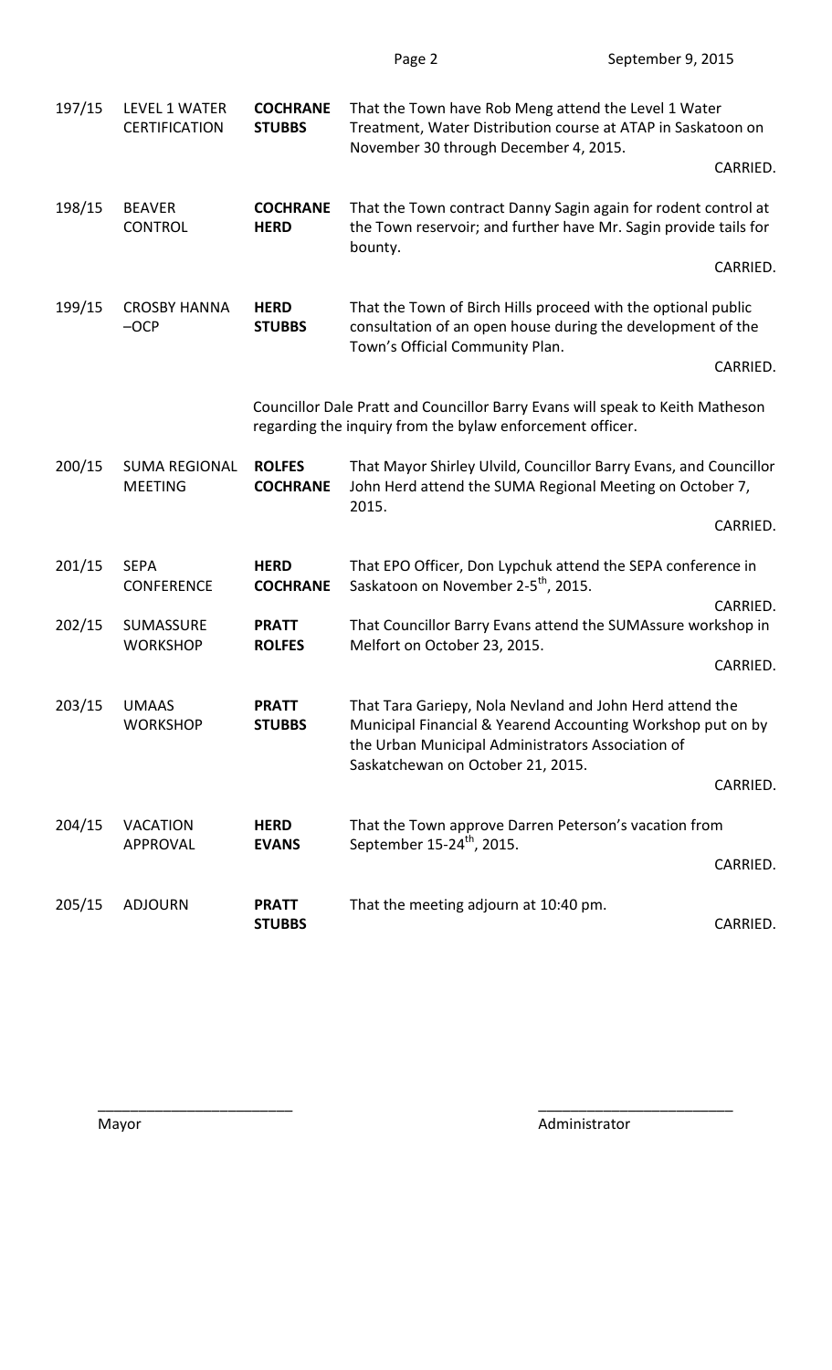| | | | |
|---|---|---|---|
| 197/15 | LEVEL 1 WATER CERTIFICATION | **COCHRANE** **STUBBS** | That the Town have Rob Meng attend the Level 1 Water Treatment, Water Distribution course at ATAP in Saskatoon on November 30 through December 4, 2015. CARRIED. |
| 198/15 | BEAVER CONTROL | **COCHRANE** **HERD** | That the Town contract Danny Sagin again for rodent control at the Town reservoir; and further have Mr. Sagin provide tails for bounty. CARRIED. |
| 199/15 | CROSBY HANNA –OCP | **HERD** **STUBBS** | That the Town of Birch Hills proceed with the optional public consultation of an open house during the development of the Town's Official Community Plan. CARRIED. |
| | | | Councillor Dale Pratt and Councillor Barry Evans will speak to Keith Matheson regarding the inquiry from the bylaw enforcement officer. |
| 200/15 | SUMA REGIONAL MEETING | **ROLFES** **COCHRANE** | That Mayor Shirley Ulvild, Councillor Barry Evans, and Councillor John Herd attend the SUMA Regional Meeting on October 7, 2015. CARRIED. |
| 201/15 | SEPA CONFERENCE | **HERD** **COCHRANE** | That EPO Officer, Don Lypchuk attend the SEPA conference in Saskatoon on November 2-5th, 2015. CARRIED. |
| 202/15 | SUMASSURE WORKSHOP | **PRATT** **ROLFES** | That Councillor Barry Evans attend the SUMAssure workshop in Melfort on October 23, 2015. CARRIED. |
| 203/15 | UMAAS WORKSHOP | **PRATT** **STUBBS** | That Tara Gariepy, Nola Nevland and John Herd attend the Municipal Financial & Yearend Accounting Workshop put on by the Urban Municipal Administrators Association of Saskatchewan on October 21, 2015. CARRIED. |
| 204/15 | VACATION APPROVAL | **HERD** **EVANS** | That the Town approve Darren Peterson's vacation from September 15-24th, 2015. CARRIED. |
| 205/15 | ADJOURN | **PRATT** **STUBBS** | That the meeting adjourn at 10:40 pm. CARRIED. |

________________________

Mayor

________________________

Administrator